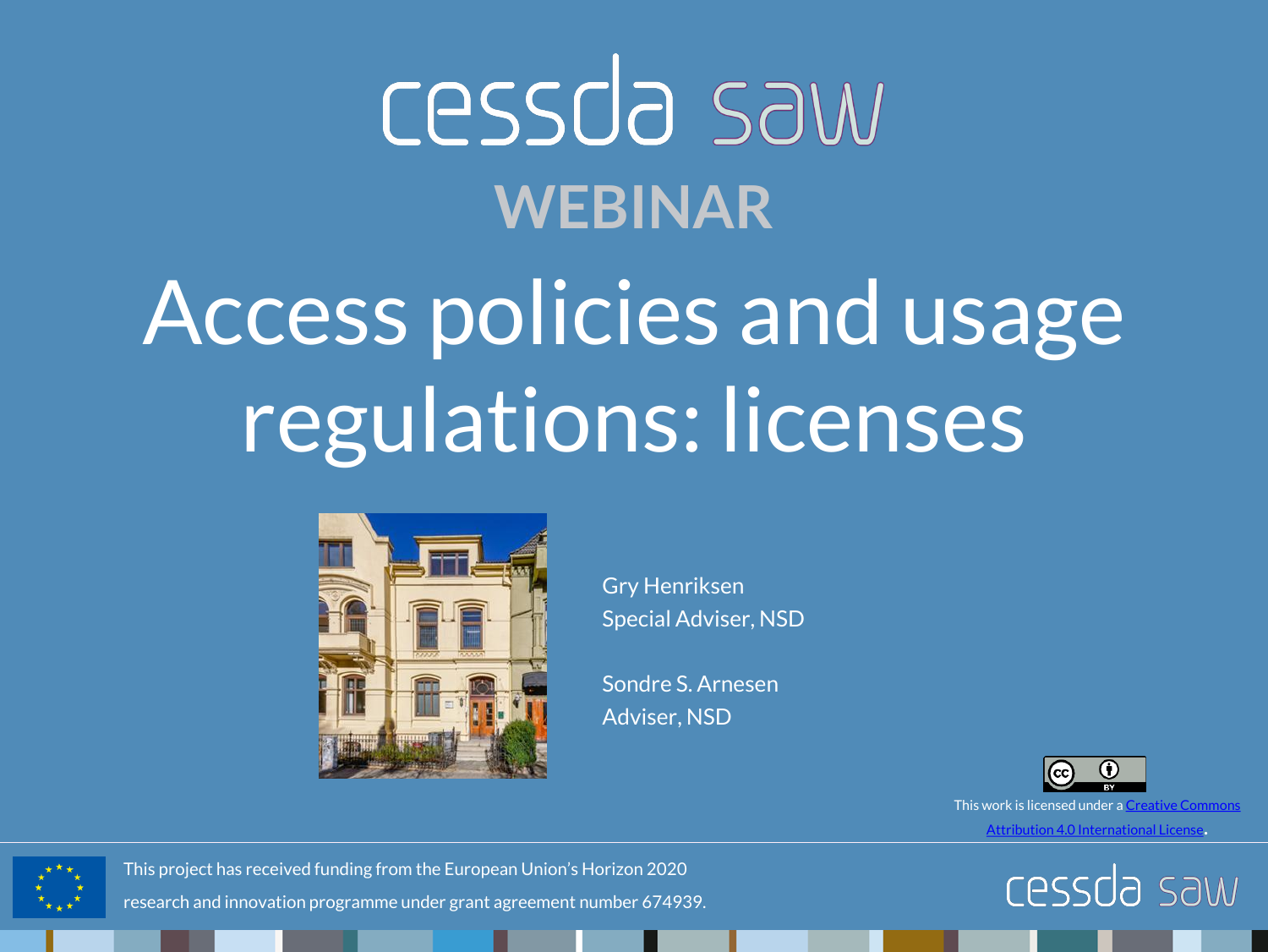cessda saw

WEBINAR

# Access policies and usage regulations: licenses

Gry Henriksen
Special Adviser, NSD

Sondre S. Arnesen
Adviser, NSD

This work is licensed under a [Creative Commons Attribution 4.0 International License](https://creativecommons.org/licenses/by/4.0/).

This project has received funding from the European Union's Horizon 2020 research and innovation programme under grant agreement number 674939.

cessda saw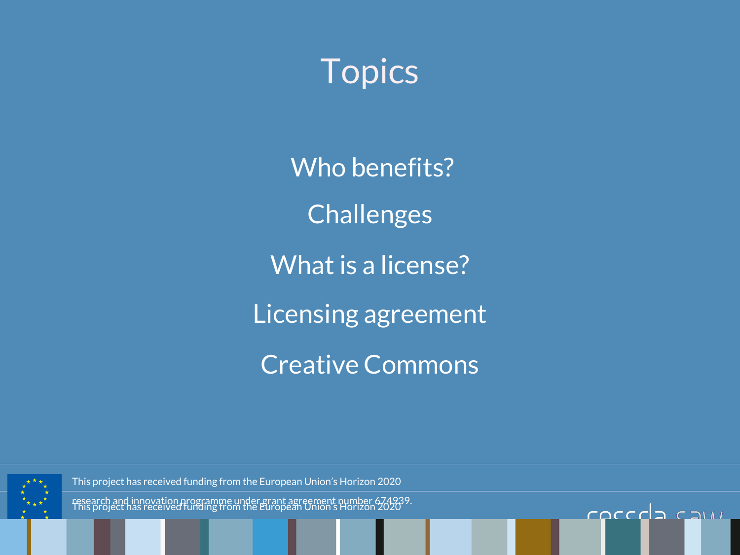# Topics

Who benefits?

Challenges

What is a license?

Licensing agreement

Creative Commons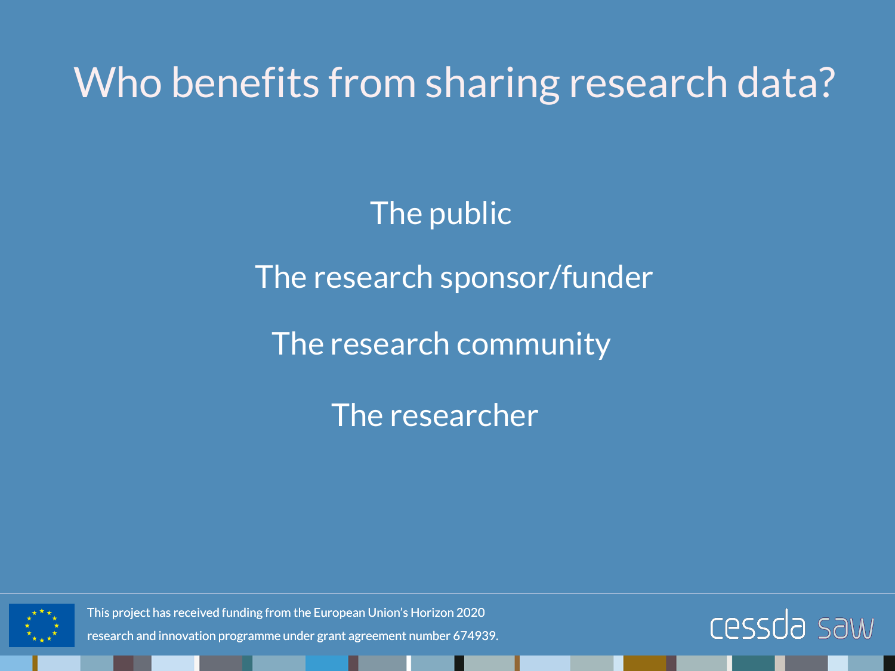# Who benefits from sharing research data?

The public

The research sponsor/funder

The research community

The researcher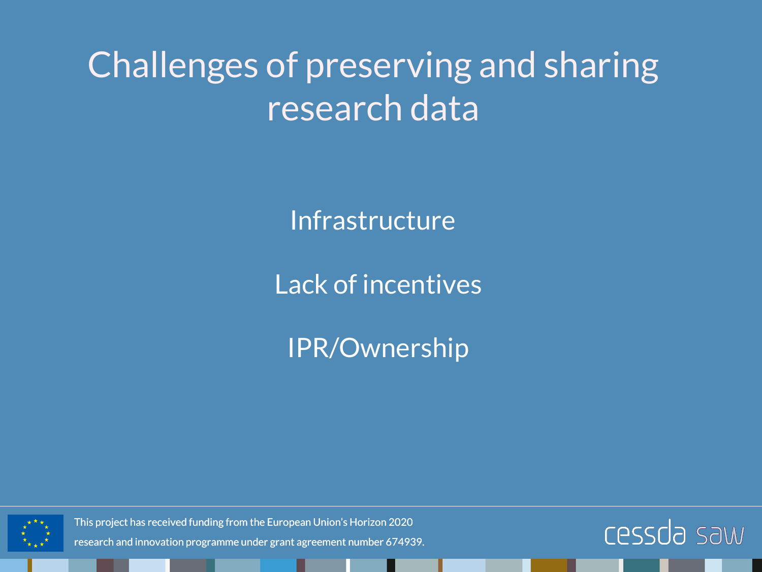# Challenges of preserving and sharing research data

Infrastructure

Lack of incentives

IPR/Ownership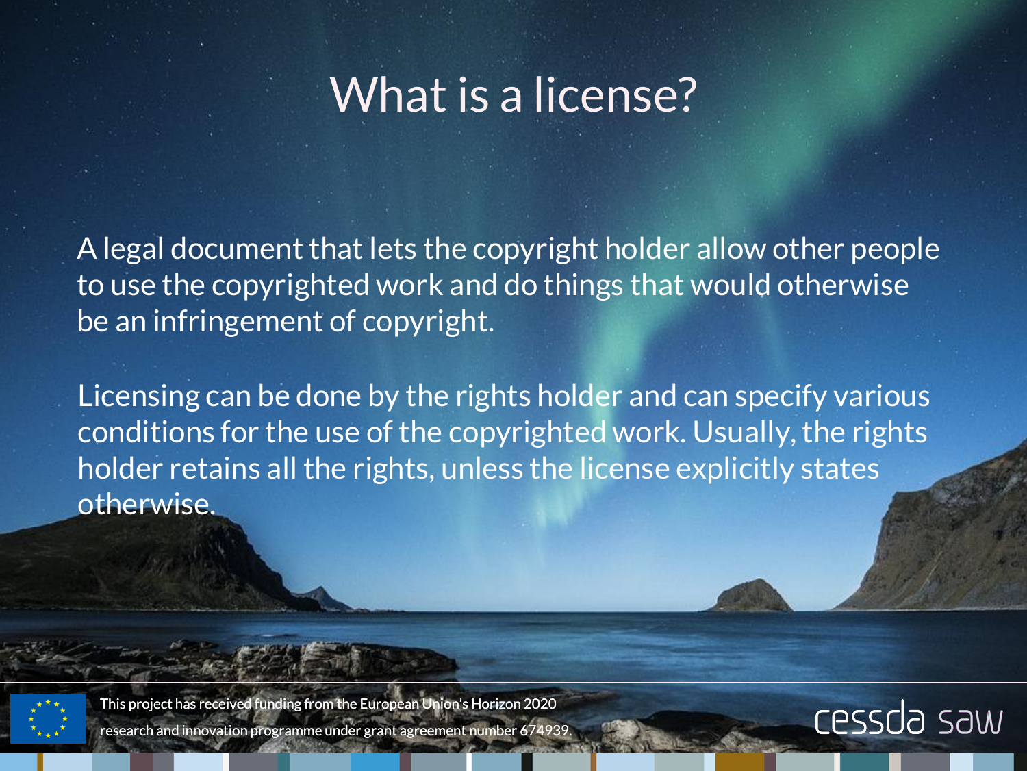# What is a license?

A legal document that lets the copyright holder allow other people to use the copyrighted work and do things that would otherwise be an infringement of copyright.

Licensing can be done by the rights holder and can specify various conditions for the use of the copyrighted work. Usually, the rights holder retains all the rights, unless the license explicitly states otherwise.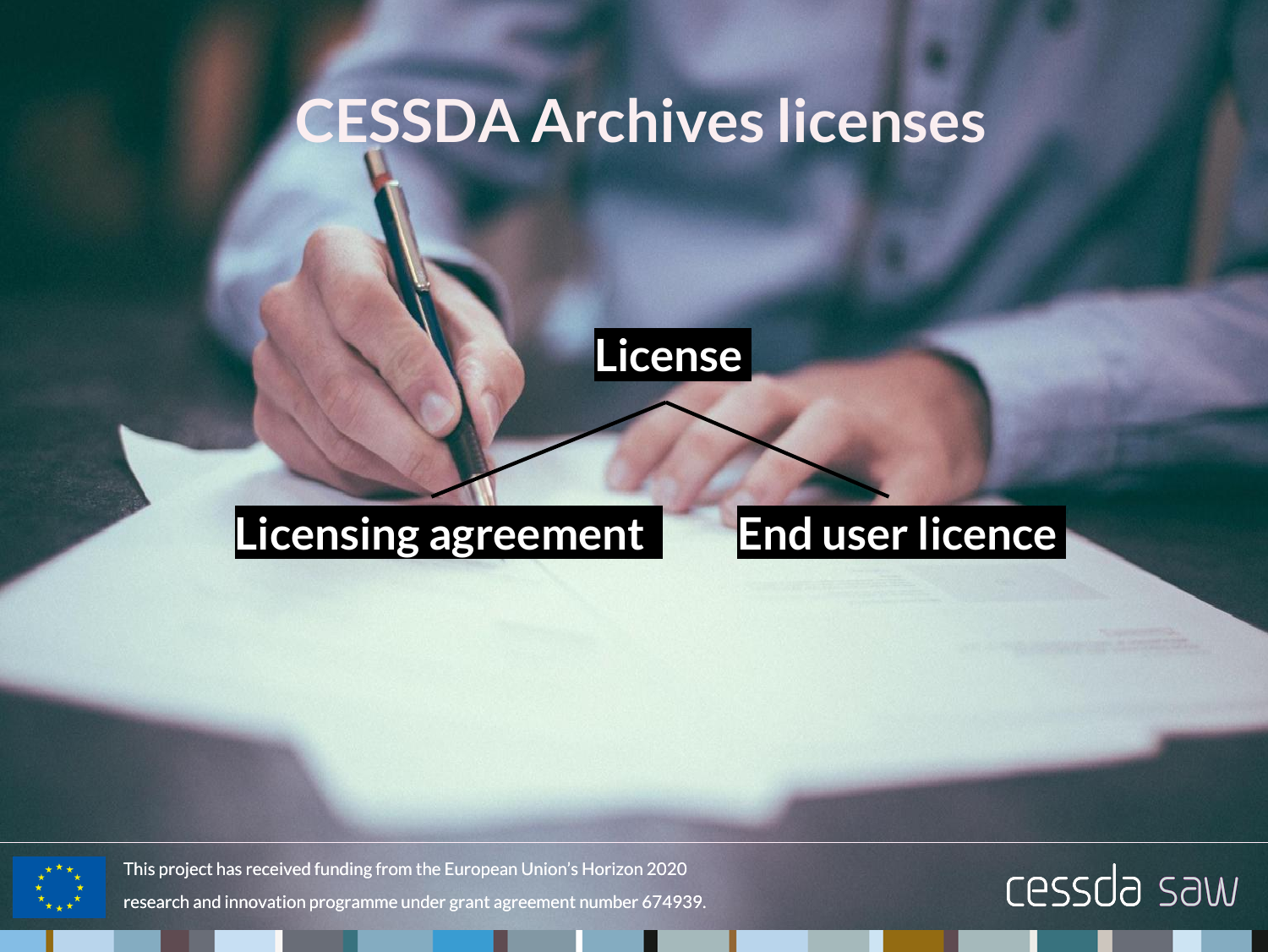# CESSDA Archives licenses

License

- Licensing agreement
- End user licence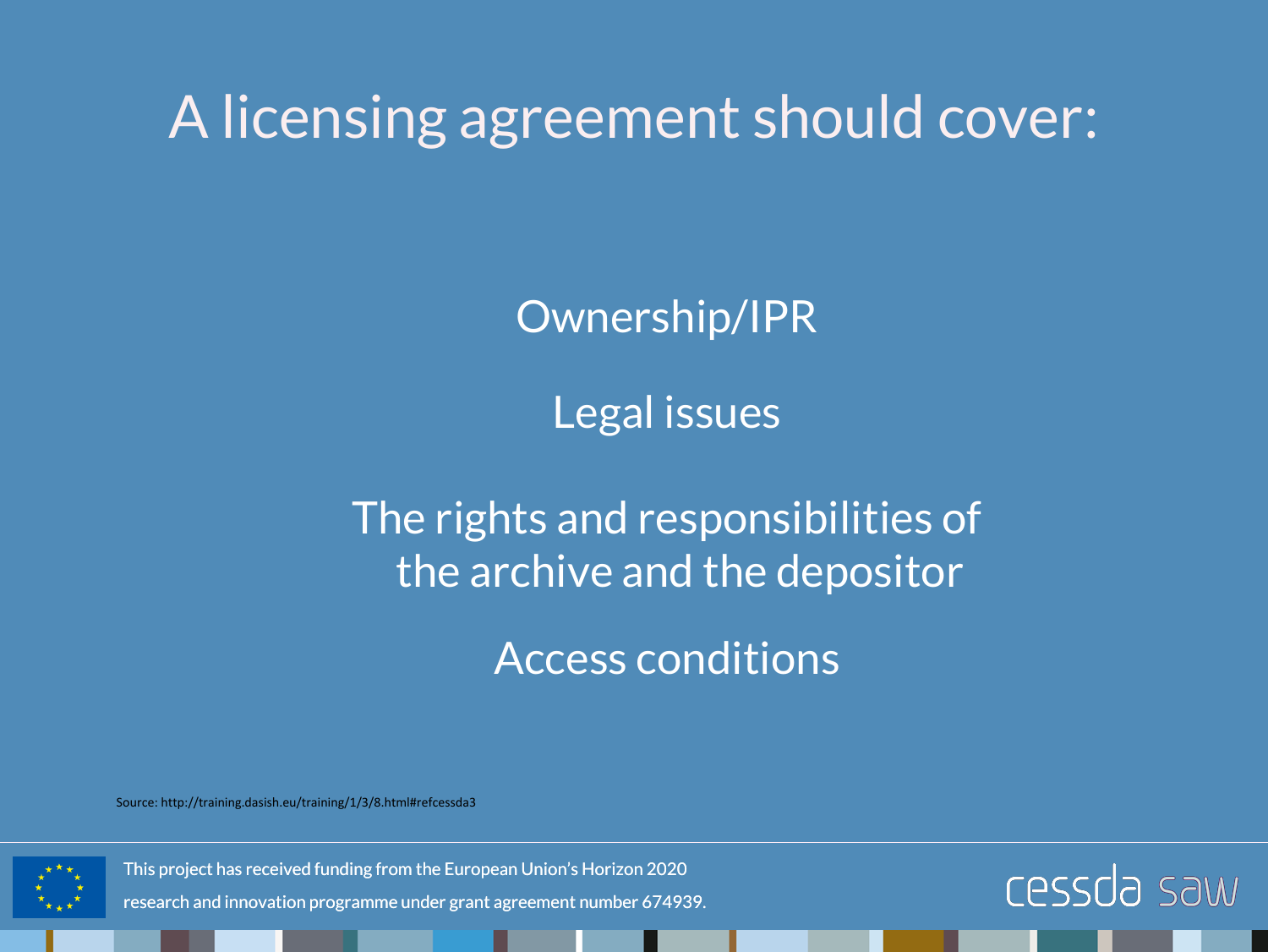# A licensing agreement should cover:

Ownership/IPR

Legal issues

The rights and responsibilities of the archive and the depositor

Access conditions

Source: http://training.dasish.eu/training/1/3/8.html#refcessda3

This project has received funding from the European Union's Horizon 2020 research and innovation programme under grant agreement number 674939.

cessda saw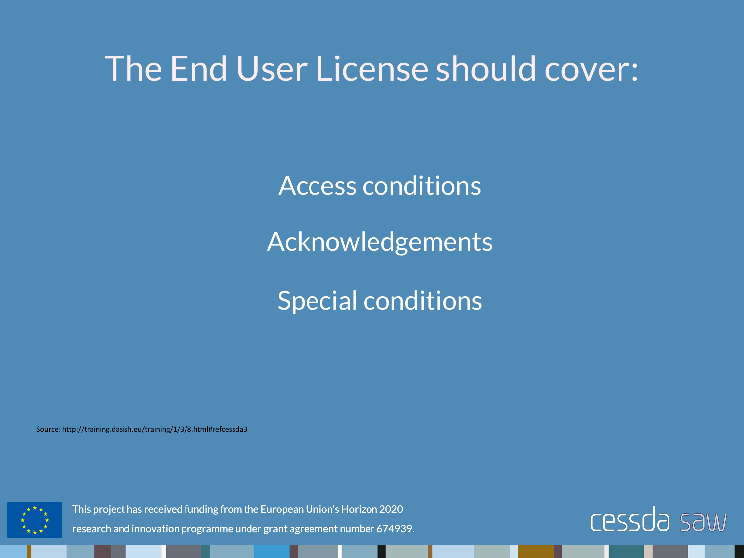# The End User License should cover:

Access conditions

Acknowledgements

Special conditions

Source: http://training.dasish.eu/training/1/3/8.html#refcessda3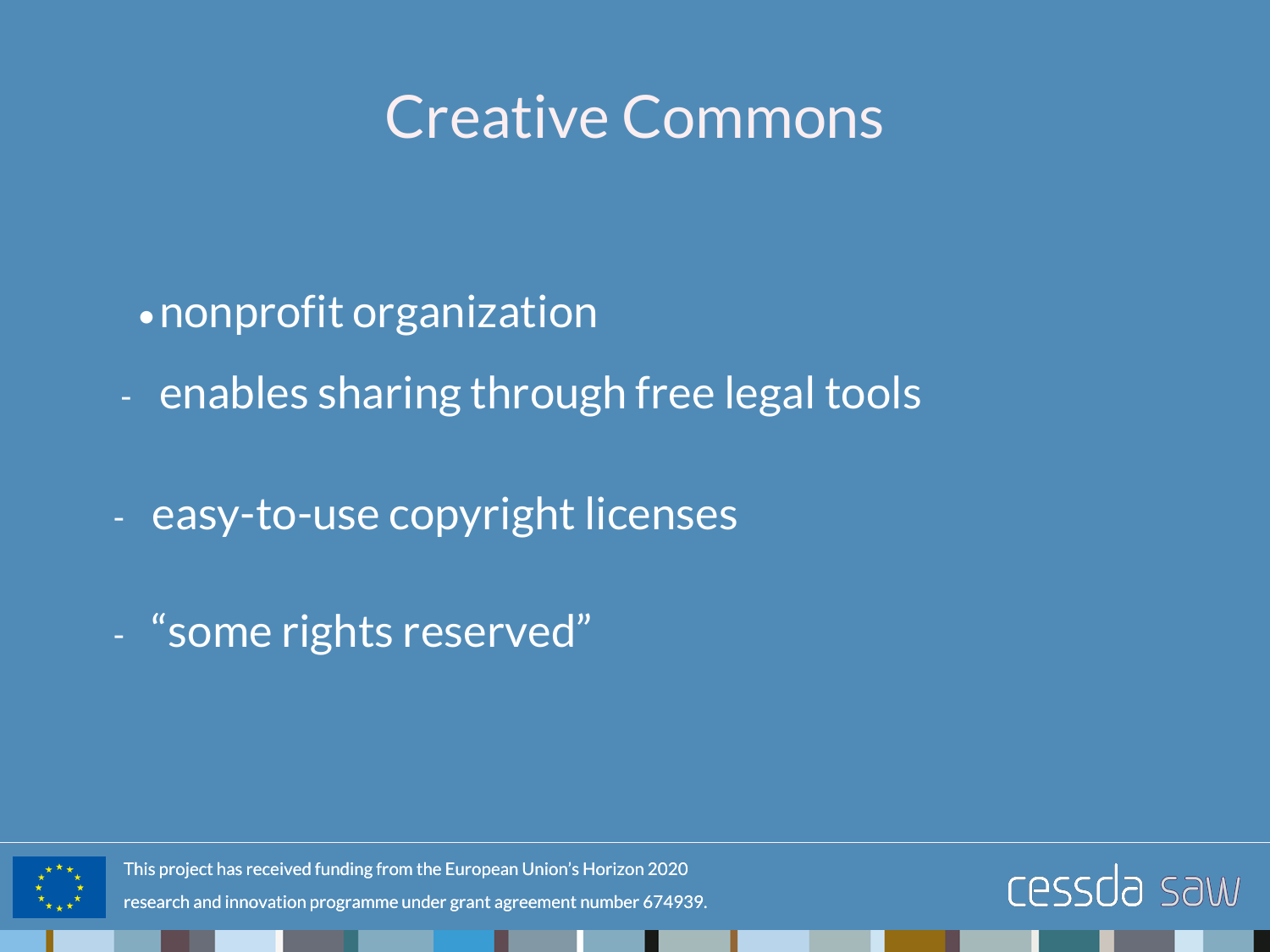# Creative Commons

- nonprofit organization
- enables sharing through free legal tools
- easy-to-use copyright licenses
- “some rights reserved”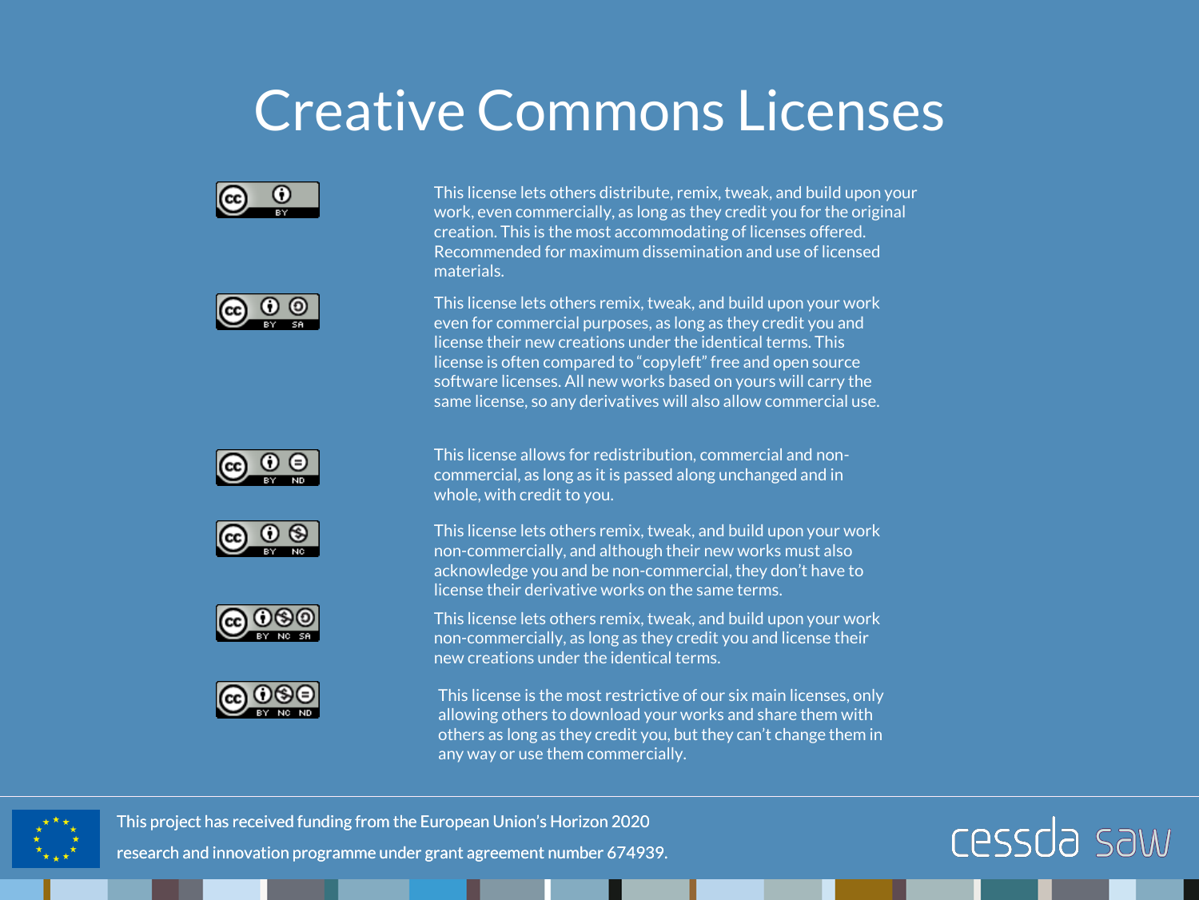# Creative Commons Licenses

| License | Description |
|---|---|
| BY | This license lets others distribute, remix, tweak, and build upon your work, even commercially, as long as they credit you for the original creation. This is the most accommodating of licenses offered. Recommended for maximum dissemination and use of licensed materials. |
| BY SA | This license lets others remix, tweak, and build upon your work even for commercial purposes, as long as they credit you and license their new creations under the identical terms. This license is often compared to "copyleft" free and open source software licenses. All new works based on yours will carry the same license, so any derivatives will also allow commercial use. |
| BY ND | This license allows for redistribution, commercial and non-commercial, as long as it is passed along unchanged and in whole, with credit to you. |
| BY NC | This license lets others remix, tweak, and build upon your work non-commercially, and although their new works must also acknowledge you and be non-commercial, they don't have to license their derivative works on the same terms. |
| BY NC SA | This license lets others remix, tweak, and build upon your work non-commercially, as long as they credit you and license their new creations under the identical terms. |
| BY NC ND | This license is the most restrictive of our six main licenses, only allowing others to download your works and share them with others as long as they credit you, but they can't change them in any way or use them commercially. |

This project has received funding from the European Union's Horizon 2020 research and innovation programme under grant agreement number 674939.

cessda saw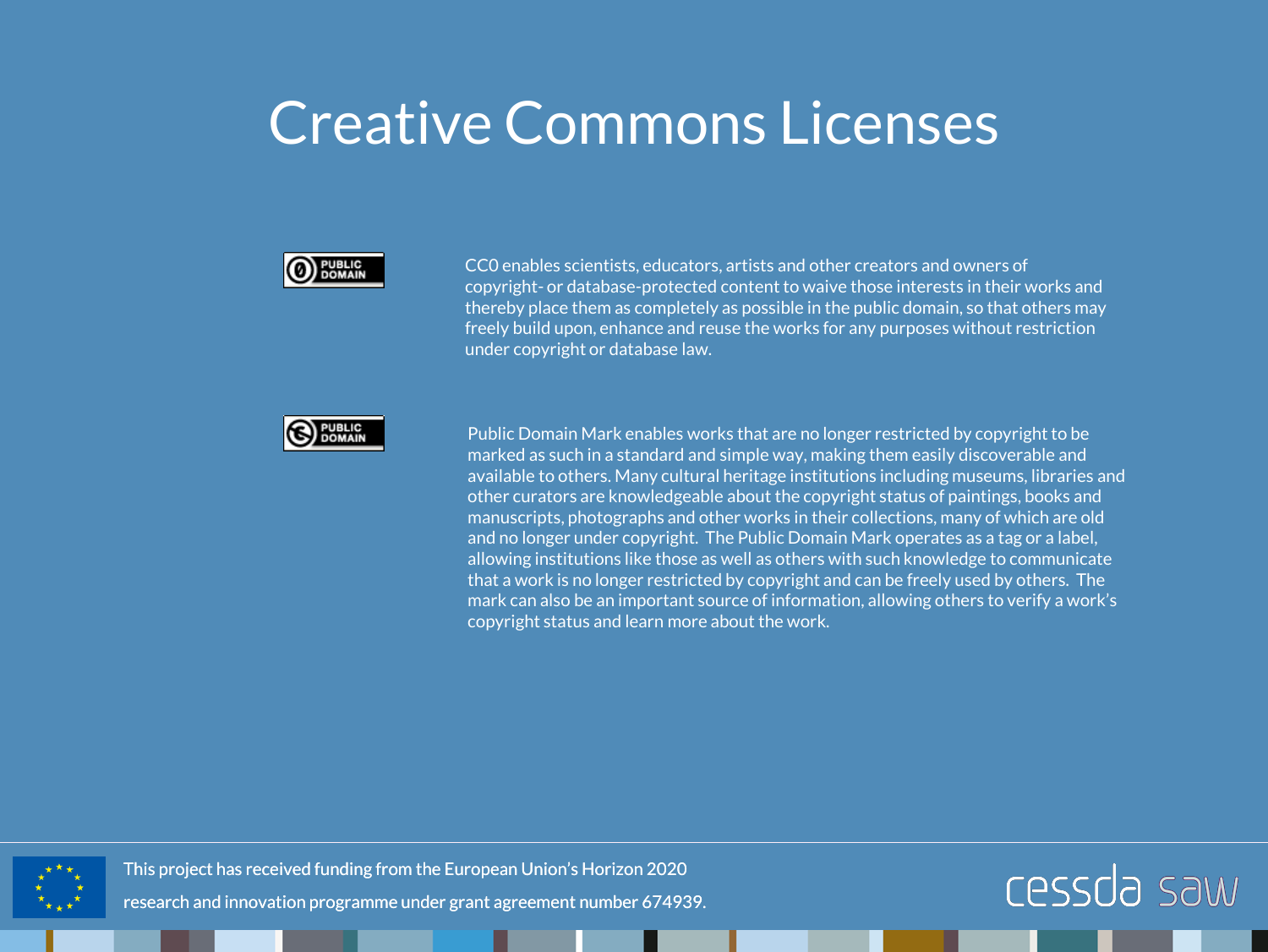# Creative Commons Licenses

PUBLIC DOMAIN

CC0 enables scientists, educators, artists and other creators and owners of copyright- or database-protected content to waive those interests in their works and thereby place them as completely as possible in the public domain, so that others may freely build upon, enhance and reuse the works for any purposes without restriction under copyright or database law.

PUBLIC DOMAIN

Public Domain Mark enables works that are no longer restricted by copyright to be marked as such in a standard and simple way, making them easily discoverable and available to others. Many cultural heritage institutions including museums, libraries and other curators are knowledgeable about the copyright status of paintings, books and manuscripts, photographs and other works in their collections, many of which are old and no longer under copyright. The Public Domain Mark operates as a tag or a label, allowing institutions like those as well as others with such knowledge to communicate that a work is no longer restricted by copyright and can be freely used by others. The mark can also be an important source of information, allowing others to verify a work's copyright status and learn more about the work.

This project has received funding from the European Union's Horizon 2020 research and innovation programme under grant agreement number 674939.

cessda saw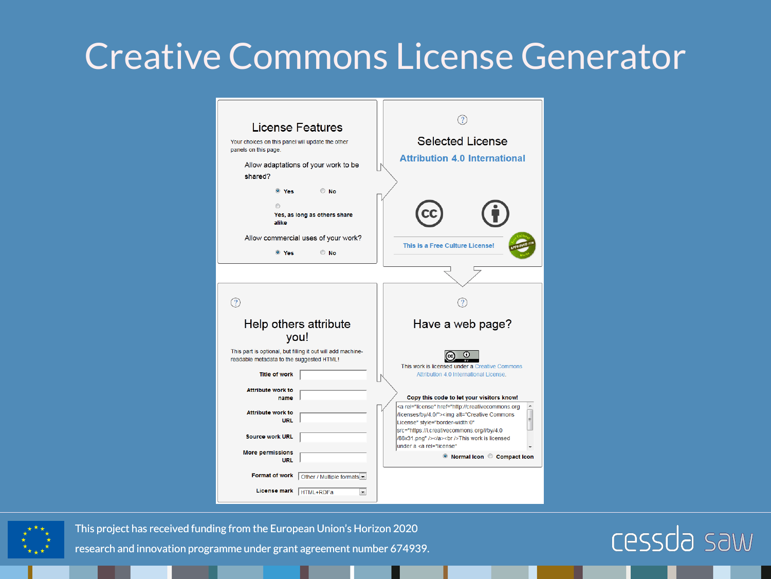# Creative Commons License Generator

## License Features

Your choices on this panel will update the other panels on this page.

Allow adaptations of your work to be shared?

- Yes
- No
- Yes, as long as others share alike

Allow commercial uses of your work?

- Yes
- No

## Selected License

**Attribution 4.0 International**

This is a Free Culture License!

## Help others attribute you!

This part is optional, but filling it out will add machine-readable metadata to the suggested HTML!

- Title of work
- Attribute work to name
- Attribute work to URL
- Source work URL
- More permissions URL
- Format of work: Other / Multiple formats
- License mark: HTML+RDFa

## Have a web page?

This work is licensed under a Creative Commons Attribution 4.0 International License.

**Copy this code to let your visitors know!**

```
<a rel="license" href="http://creativecommons.org/licenses/by/4.0/"><img alt="Creative Commons License" style="border-width:0" src="https://i.creativecommons.org/l/by/4.0/88x31.png" /></a><br />This work is licensed under a <a rel="license"
```

- Normal Icon
- Compact Icon

This project has received funding from the European Union's Horizon 2020 research and innovation programme under grant agreement number 674939.

cessda saw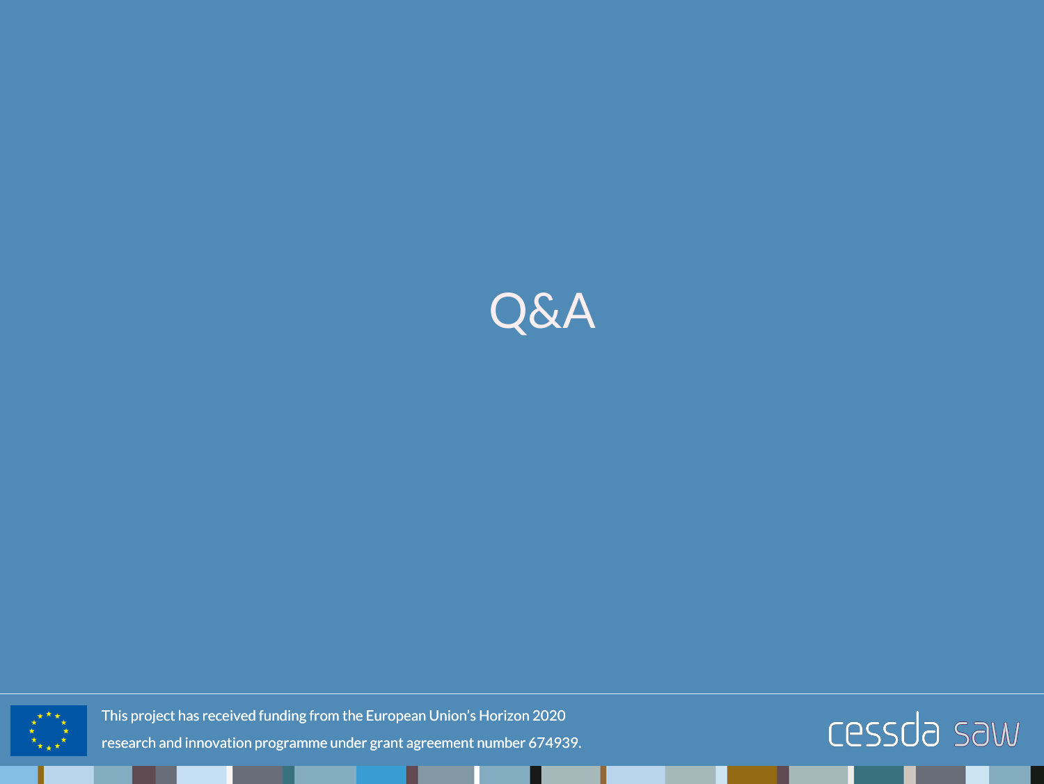# Q&A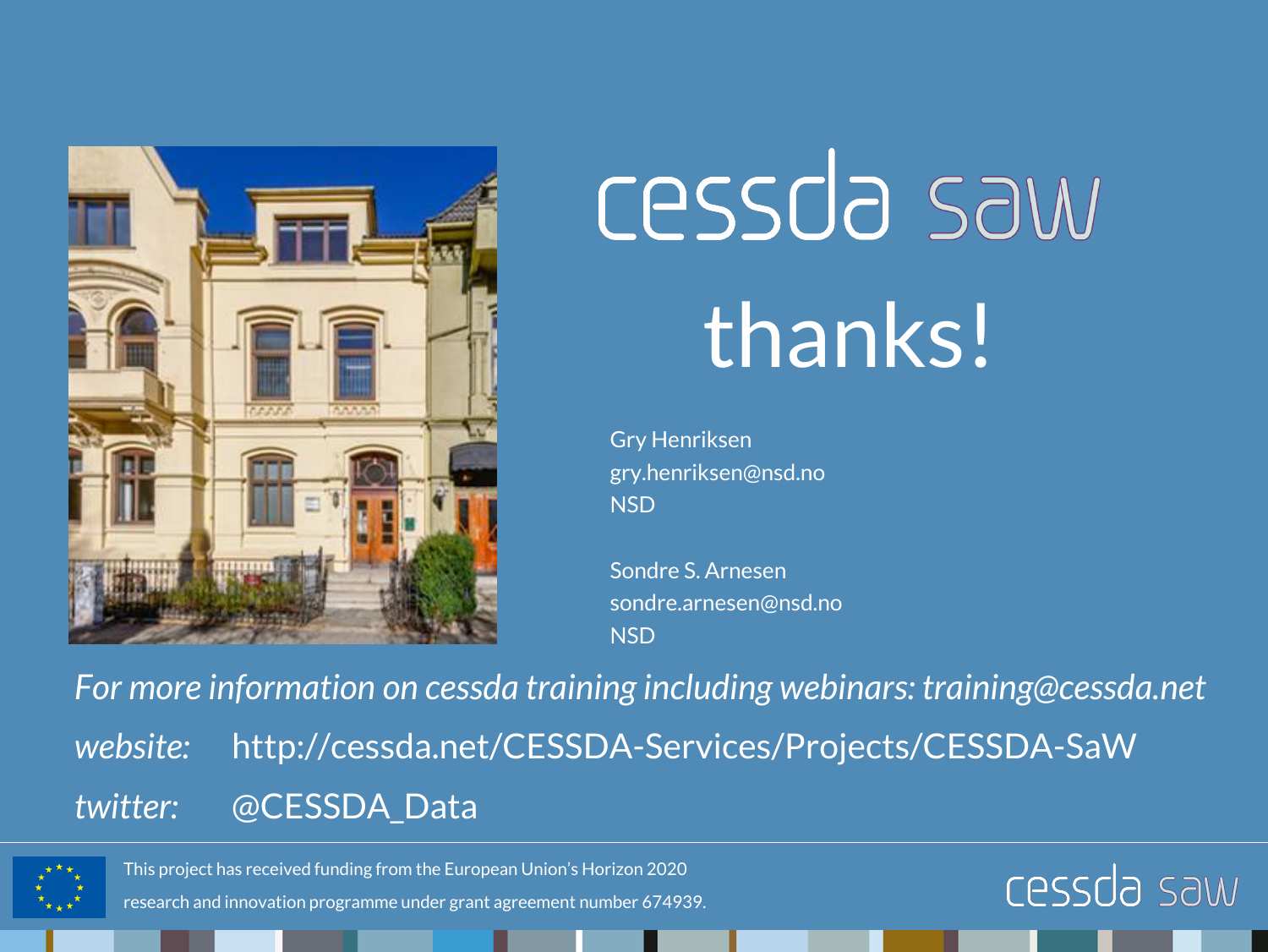# cessda saw

## thanks!

Gry Henriksen
gry.henriksen@nsd.no
NSD

Sondre S. Arnesen
sondre.arnesen@nsd.no
NSD

*For more information on cessda training including webinars: training@cessda.net*

*website:* http://cessda.net/CESSDA-Services/Projects/CESSDA-SaW

*twitter:* @CESSDA_Data

This project has received funding from the European Union's Horizon 2020 research and innovation programme under grant agreement number 674939.

cessda saw